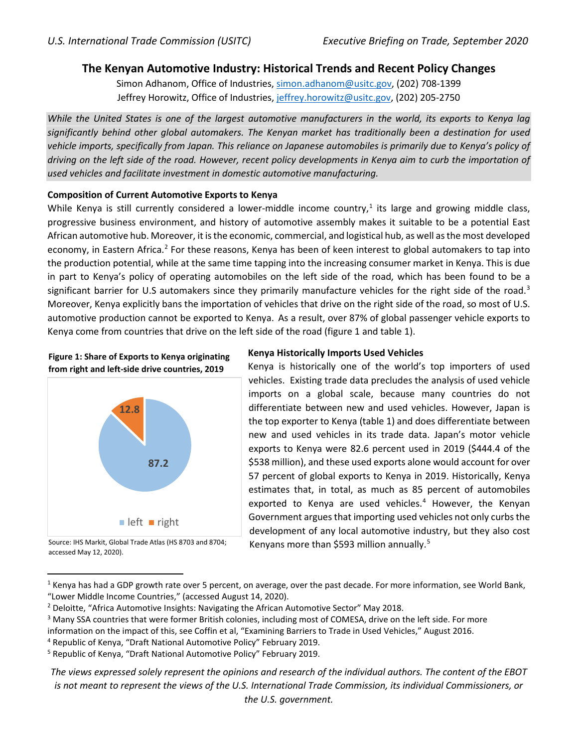# The Kenyan Automotive Industry: Historical Trends and Recent Policy Changes

Simon Adhanom, Office of Industries, simon.adhanom@usitc.gov, (202) 708-1399
Jeffrey Horowitz, Office of Industries, jeffrey.horowitz@usitc.gov, (202) 205-2750

*While the United States is one of the largest automotive manufacturers in the world, its exports to Kenya lag significantly behind other global automakers. The Kenyan market has traditionally been a destination for used vehicle imports, specifically from Japan. This reliance on Japanese automobiles is primarily due to Kenya's policy of driving on the left side of the road. However, recent policy developments in Kenya aim to curb the importation of used vehicles and facilitate investment in domestic automotive manufacturing.*

### Composition of Current Automotive Exports to Kenya

While Kenya is still currently considered a lower-middle income country,[1] its large and growing middle class, progressive business environment, and history of automotive assembly makes it suitable to be a potential East African automotive hub. Moreover, it is the economic, commercial, and logistical hub, as well as the most developed economy, in Eastern Africa.[2] For these reasons, Kenya has been of keen interest to global automakers to tap into the production potential, while at the same time tapping into the increasing consumer market in Kenya. This is due in part to Kenya's policy of operating automobiles on the left side of the road, which has been found to be a significant barrier for U.S automakers since they primarily manufacture vehicles for the right side of the road.[3] Moreover, Kenya explicitly bans the importation of vehicles that drive on the right side of the road, so most of U.S. automotive production cannot be exported to Kenya. As a result, over 87% of global passenger vehicle exports to Kenya come from countries that drive on the left side of the road (figure 1 and table 1).

**Figure 1: Share of Exports to Kenya originating from right and left-side drive countries, 2019**

| Side | Share |
|---|---|
| left | 87.2 |
| right | 12.8 |

Source: IHS Markit, Global Trade Atlas (HS 8703 and 8704; accessed May 12, 2020).

### Kenya Historically Imports Used Vehicles

Kenya is historically one of the world's top importers of used vehicles. Existing trade data precludes the analysis of used vehicle imports on a global scale, because many countries do not differentiate between new and used vehicles. However, Japan is the top exporter to Kenya (table 1) and does differentiate between new and used vehicles in its trade data. Japan's motor vehicle exports to Kenya were 82.6 percent used in 2019 ($444.4 of the $538 million), and these used exports alone would account for over 57 percent of global exports to Kenya in 2019. Historically, Kenya estimates that, in total, as much as 85 percent of automobiles exported to Kenya are used vehicles.[4] However, the Kenyan Government argues that importing used vehicles not only curbs the development of any local automotive industry, but they also cost Kenyans more than $593 million annually.[5]

---

[1] Kenya has had a GDP growth rate over 5 percent, on average, over the past decade. For more information, see World Bank, "Lower Middle Income Countries," (accessed August 14, 2020).

[2] Deloitte, "Africa Automotive Insights: Navigating the African Automotive Sector" May 2018.

[3] Many SSA countries that were former British colonies, including most of COMESA, drive on the left side. For more information on the impact of this, see Coffin et al, "Examining Barriers to Trade in Used Vehicles," August 2016.

[4] Republic of Kenya, "Draft National Automotive Policy" February 2019.

[5] Republic of Kenya, "Draft National Automotive Policy" February 2019.

*The views expressed solely represent the opinions and research of the individual authors. The content of the EBOT is not meant to represent the views of the U.S. International Trade Commission, its individual Commissioners, or the U.S. government.*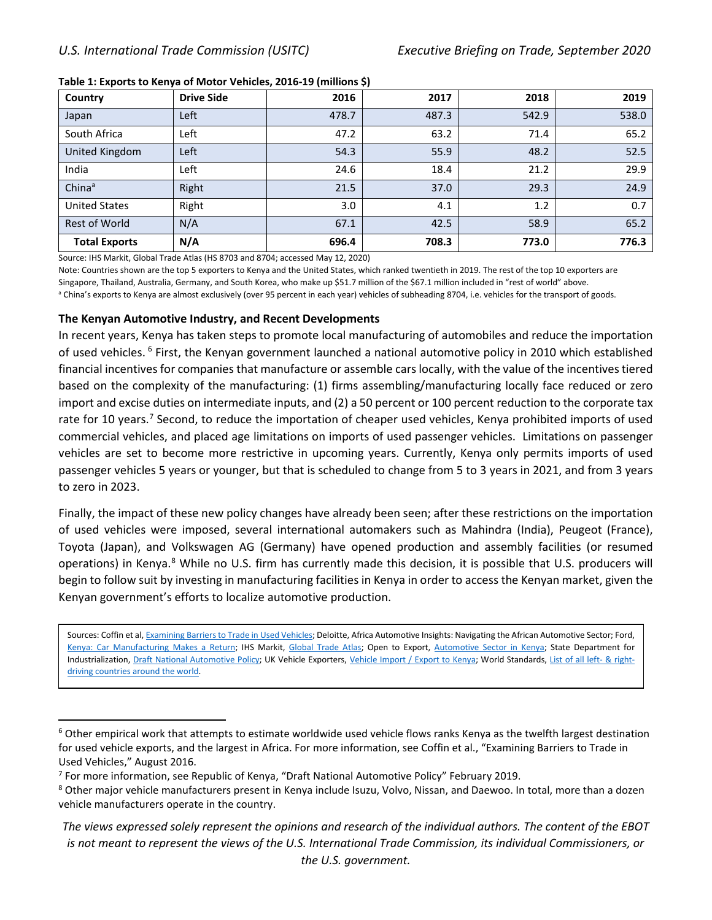**Table 1: Exports to Kenya of Motor Vehicles, 2016-19 (millions $)**

| Country | Drive Side | 2016 | 2017 | 2018 | 2019 |
|---|---|---|---|---|---|
| Japan | Left | 478.7 | 487.3 | 542.9 | 538.0 |
| South Africa | Left | 47.2 | 63.2 | 71.4 | 65.2 |
| United Kingdom | Left | 54.3 | 55.9 | 48.2 | 52.5 |
| India | Left | 24.6 | 18.4 | 21.2 | 29.9 |
| China[a] | Right | 21.5 | 37.0 | 29.3 | 24.9 |
| United States | Right | 3.0 | 4.1 | 1.2 | 0.7 |
| Rest of World | N/A | 67.1 | 42.5 | 58.9 | 65.2 |
| **Total Exports** | **N/A** | **696.4** | **708.3** | **773.0** | **776.3** |

Source: IHS Markit, Global Trade Atlas (HS 8703 and 8704; accessed May 12, 2020)

Note: Countries shown are the top 5 exporters to Kenya and the United States, which ranked twentieth in 2019. The rest of the top 10 exporters are Singapore, Thailand, Australia, Germany, and South Korea, who make up $51.7 million of the $67.1 million included in "rest of world" above.

[a] China's exports to Kenya are almost exclusively (over 95 percent in each year) vehicles of subheading 8704, i.e. vehicles for the transport of goods.

### The Kenyan Automotive Industry, and Recent Developments

In recent years, Kenya has taken steps to promote local manufacturing of automobiles and reduce the importation of used vehicles. [6] First, the Kenyan government launched a national automotive policy in 2010 which established financial incentives for companies that manufacture or assemble cars locally, with the value of the incentives tiered based on the complexity of the manufacturing: (1) firms assembling/manufacturing locally face reduced or zero import and excise duties on intermediate inputs, and (2) a 50 percent or 100 percent reduction to the corporate tax rate for 10 years.[7] Second, to reduce the importation of cheaper used vehicles, Kenya prohibited imports of used commercial vehicles, and placed age limitations on imports of used passenger vehicles. Limitations on passenger vehicles are set to become more restrictive in upcoming years. Currently, Kenya only permits imports of used passenger vehicles 5 years or younger, but that is scheduled to change from 5 to 3 years in 2021, and from 3 years to zero in 2023.

Finally, the impact of these new policy changes have already been seen; after these restrictions on the importation of used vehicles were imposed, several international automakers such as Mahindra (India), Peugeot (France), Toyota (Japan), and Volkswagen AG (Germany) have opened production and assembly facilities (or resumed operations) in Kenya.[8] While no U.S. firm has currently made this decision, it is possible that U.S. producers will begin to follow suit by investing in manufacturing facilities in Kenya in order to access the Kenyan market, given the Kenyan government's efforts to localize automotive production.

Sources: Coffin et al, Examining Barriers to Trade in Used Vehicles; Deloitte, Africa Automotive Insights: Navigating the African Automotive Sector; Ford, Kenya: Car Manufacturing Makes a Return; IHS Markit, Global Trade Atlas; Open to Export, Automotive Sector in Kenya; State Department for Industrialization, Draft National Automotive Policy; UK Vehicle Exporters, Vehicle Import / Export to Kenya; World Standards, List of all left- & right-driving countries around the world.

---

[6] Other empirical work that attempts to estimate worldwide used vehicle flows ranks Kenya as the twelfth largest destination for used vehicle exports, and the largest in Africa. For more information, see Coffin et al., "Examining Barriers to Trade in Used Vehicles," August 2016.

[7] For more information, see Republic of Kenya, "Draft National Automotive Policy" February 2019.

[8] Other major vehicle manufacturers present in Kenya include Isuzu, Volvo, Nissan, and Daewoo. In total, more than a dozen vehicle manufacturers operate in the country.

*The views expressed solely represent the opinions and research of the individual authors. The content of the EBOT is not meant to represent the views of the U.S. International Trade Commission, its individual Commissioners, or the U.S. government.*